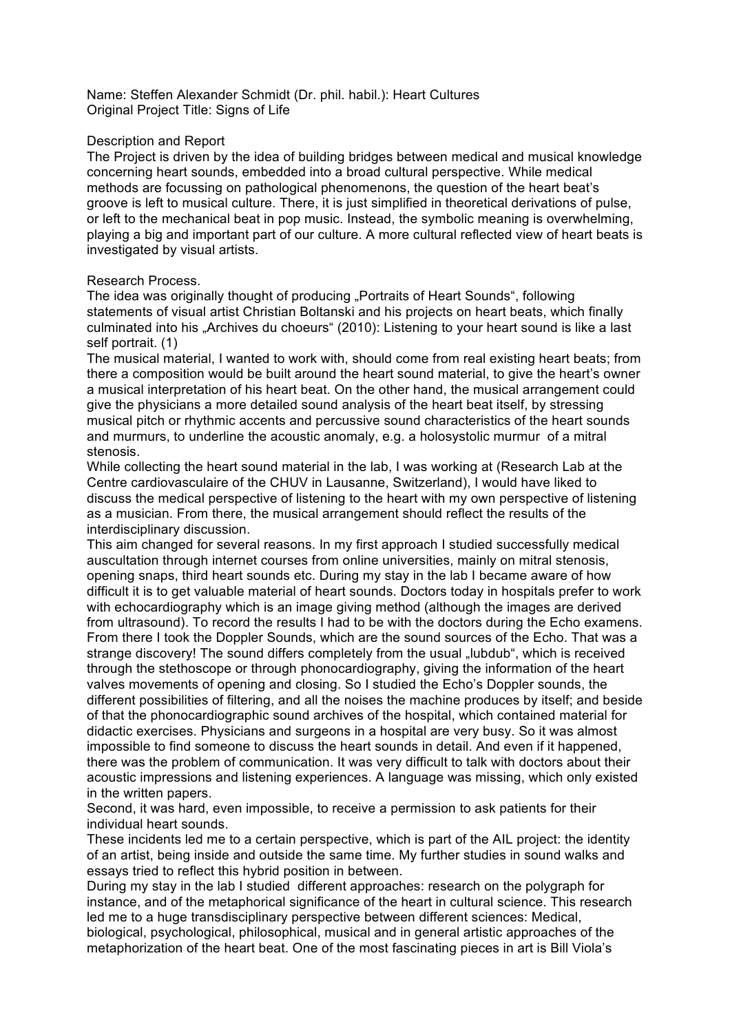Name: Steffen Alexander Schmidt (Dr. phil. habil.): Heart Cultures
Original Project Title: Signs of Life

Description and Report
The Project is driven by the idea of building bridges between medical and musical knowledge concerning heart sounds, embedded into a broad cultural perspective. While medical methods are focussing on pathological phenomenons, the question of the heart beat's groove is left to musical culture. There, it is just simplified in theoretical derivations of pulse, or left to the mechanical beat in pop music. Instead, the symbolic meaning is overwhelming, playing a big and important part of our culture. A more cultural reflected view of heart beats is investigated by visual artists.

Research Process.
The idea was originally thought of producing „Portraits of Heart Sounds", following statements of visual artist Christian Boltanski and his projects on heart beats, which finally culminated into his „Archives du choeurs" (2010): Listening to your heart sound is like a last self portrait. (1)
The musical material, I wanted to work with, should come from real existing heart beats; from there a composition would be built around the heart sound material, to give the heart's owner a musical interpretation of his heart beat. On the other hand, the musical arrangement could give the physicians a more detailed sound analysis of the heart beat itself, by stressing musical pitch or rhythmic accents and percussive sound characteristics of the heart sounds and murmurs, to underline the acoustic anomaly, e.g. a holosystolic murmur of a mitral stenosis.
While collecting the heart sound material in the lab, I was working at (Research Lab at the Centre cardiovasculaire of the CHUV in Lausanne, Switzerland), I would have liked to discuss the medical perspective of listening to the heart with my own perspective of listening as a musician. From there, the musical arrangement should reflect the results of the interdisciplinary discussion.
This aim changed for several reasons. In my first approach I studied successfully medical auscultation through internet courses from online universities, mainly on mitral stenosis, opening snaps, third heart sounds etc. During my stay in the lab I became aware of how difficult it is to get valuable material of heart sounds. Doctors today in hospitals prefer to work with echocardiography which is an image giving method (although the images are derived from ultrasound). To record the results I had to be with the doctors during the Echo examens. From there I took the Doppler Sounds, which are the sound sources of the Echo. That was a strange discovery! The sound differs completely from the usual „lubdub", which is received through the stethoscope or through phonocardiography, giving the information of the heart valves movements of opening and closing. So I studied the Echo's Doppler sounds, the different possibilities of filtering, and all the noises the machine produces by itself; and beside of that the phonocardiographic sound archives of the hospital, which contained material for didactic exercises. Physicians and surgeons in a hospital are very busy. So it was almost impossible to find someone to discuss the heart sounds in detail. And even if it happened, there was the problem of communication. It was very difficult to talk with doctors about their acoustic impressions and listening experiences. A language was missing, which only existed in the written papers.
Second, it was hard, even impossible, to receive a permission to ask patients for their individual heart sounds.
These incidents led me to a certain perspective, which is part of the AIL project: the identity of an artist, being inside and outside the same time. My further studies in sound walks and essays tried to reflect this hybrid position in between.
During my stay in the lab I studied different approaches: research on the polygraph for instance, and of the metaphorical significance of the heart in cultural science. This research led me to a huge transdisciplinary perspective between different sciences: Medical, biological, psychological, philosophical, musical and in general artistic approaches of the metaphorization of the heart beat. One of the most fascinating pieces in art is Bill Viola's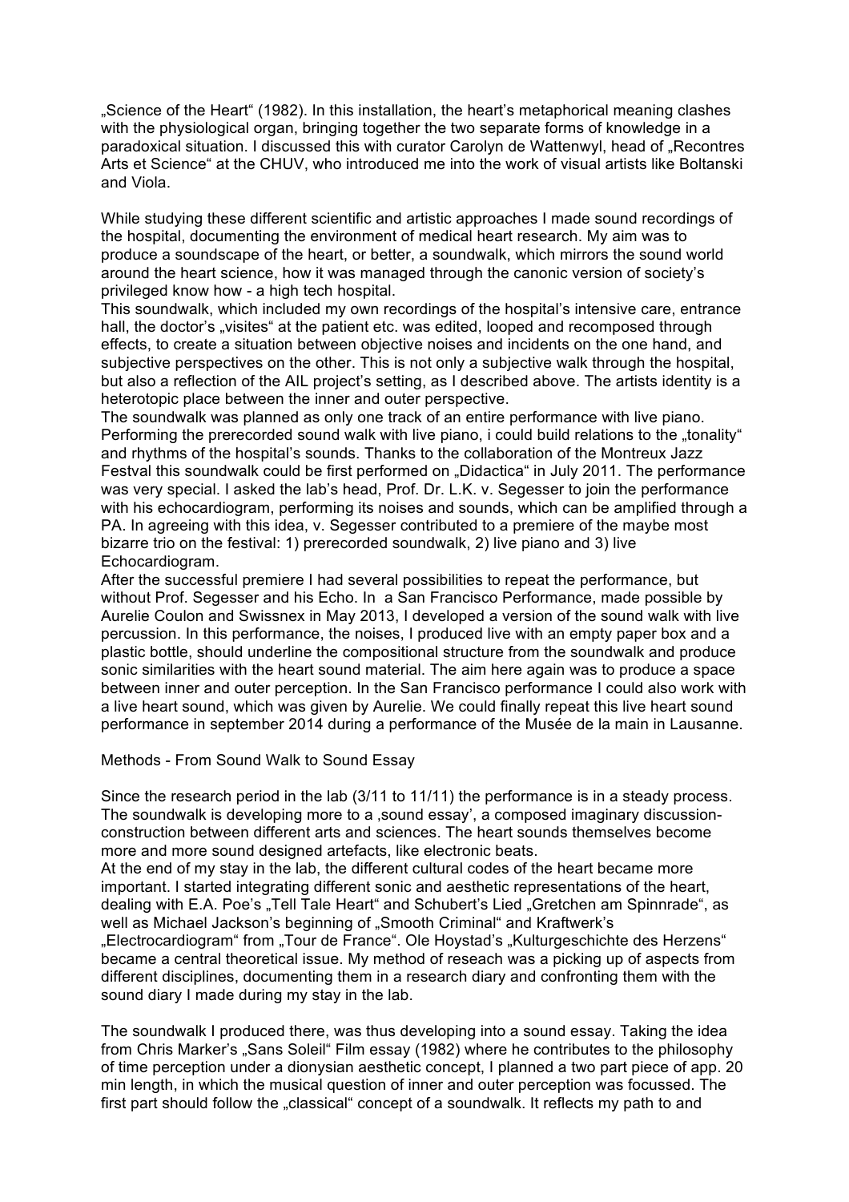„Science of the Heart" (1982). In this installation, the heart's metaphorical meaning clashes with the physiological organ, bringing together the two separate forms of knowledge in a paradoxical situation. I discussed this with curator Carolyn de Wattenwyl, head of „Recontres Arts et Science" at the CHUV, who introduced me into the work of visual artists like Boltanski and Viola.

While studying these different scientific and artistic approaches I made sound recordings of the hospital, documenting the environment of medical heart research. My aim was to produce a soundscape of the heart, or better, a soundwalk, which mirrors the sound world around the heart science, how it was managed through the canonic version of society's privileged know how - a high tech hospital.
This soundwalk, which included my own recordings of the hospital's intensive care, entrance hall, the doctor's „visites" at the patient etc. was edited, looped and recomposed through effects, to create a situation between objective noises and incidents on the one hand, and subjective perspectives on the other. This is not only a subjective walk through the hospital, but also a reflection of the AIL project's setting, as I described above. The artists identity is a heterotopic place between the inner and outer perspective.
The soundwalk was planned as only one track of an entire performance with live piano. Performing the prerecorded sound walk with live piano, i could build relations to the „tonality" and rhythms of the hospital's sounds. Thanks to the collaboration of the Montreux Jazz Festval this soundwalk could be first performed on „Didactica" in July 2011. The performance was very special. I asked the lab's head, Prof. Dr. L.K. v. Segesser to join the performance with his echocardiogram, performing its noises and sounds, which can be amplified through a PA. In agreeing with this idea, v. Segesser contributed to a premiere of the maybe most bizarre trio on the festival: 1) prerecorded soundwalk, 2) live piano and 3) live Echocardiogram.
After the successful premiere I had several possibilities to repeat the performance, but without Prof. Segesser and his Echo. In a San Francisco Performance, made possible by Aurelie Coulon and Swissnex in May 2013, I developed a version of the sound walk with live percussion. In this performance, the noises, I produced live with an empty paper box and a plastic bottle, should underline the compositional structure from the soundwalk and produce sonic similarities with the heart sound material. The aim here again was to produce a space between inner and outer perception. In the San Francisco performance I could also work with a live heart sound, which was given by Aurelie. We could finally repeat this live heart sound performance in september 2014 during a performance of the Musée de la main in Lausanne.

Methods - From Sound Walk to Sound Essay

Since the research period in the lab (3/11 to 11/11) the performance is in a steady process. The soundwalk is developing more to a ‚sound essay', a composed imaginary discussion-construction between different arts and sciences. The heart sounds themselves become more and more sound designed artefacts, like electronic beats.
At the end of my stay in the lab, the different cultural codes of the heart became more important. I started integrating different sonic and aesthetic representations of the heart, dealing with E.A. Poe's „Tell Tale Heart" and Schubert's Lied „Gretchen am Spinnrade", as well as Michael Jackson's beginning of „Smooth Criminal" and Kraftwerk's „Electrocardiogram" from „Tour de France". Ole Hoystad's „Kulturgeschichte des Herzens" became a central theoretical issue. My method of reseach was a picking up of aspects from different disciplines, documenting them in a research diary and confronting them with the sound diary I made during my stay in the lab.

The soundwalk I produced there, was thus developing into a sound essay. Taking the idea from Chris Marker's „Sans Soleil" Film essay (1982) where he contributes to the philosophy of time perception under a dionysian aesthetic concept, I planned a two part piece of app. 20 min length, in which the musical question of inner and outer perception was focussed. The first part should follow the „classical" concept of a soundwalk. It reflects my path to and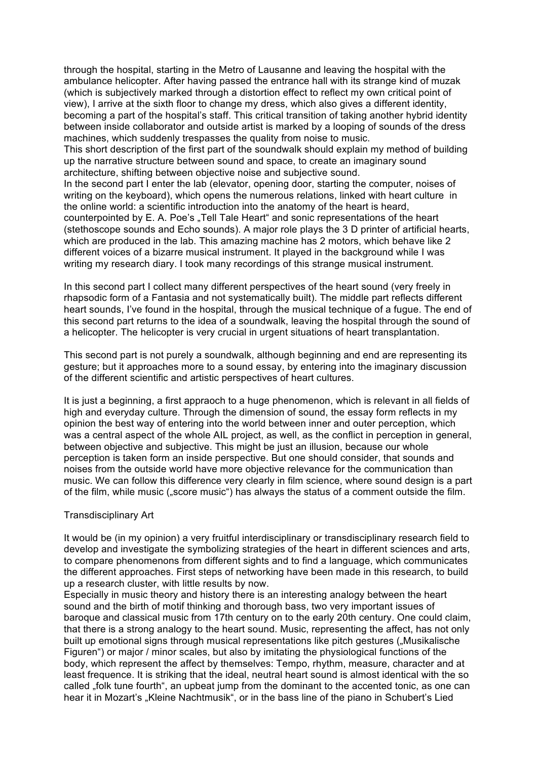through the hospital, starting in the Metro of Lausanne and leaving the hospital with the ambulance helicopter. After having passed the entrance hall with its strange kind of muzak (which is subjectively marked through a distortion effect to reflect my own critical point of view), I arrive at the sixth floor to change my dress, which also gives a different identity, becoming a part of the hospital's staff. This critical transition of taking another hybrid identity between inside collaborator and outside artist is marked by a looping of sounds of the dress machines, which suddenly trespasses the quality from noise to music.
This short description of the first part of the soundwalk should explain my method of building up the narrative structure between sound and space, to create an imaginary sound architecture, shifting between objective noise and subjective sound.
In the second part I enter the lab (elevator, opening door, starting the computer, noises of writing on the keyboard), which opens the numerous relations, linked with heart culture in the online world: a scientific introduction into the anatomy of the heart is heard, counterpointed by E. A. Poe's „Tell Tale Heart" and sonic representations of the heart (stethoscope sounds and Echo sounds). A major role plays the 3 D printer of artificial hearts, which are produced in the lab. This amazing machine has 2 motors, which behave like 2 different voices of a bizarre musical instrument. It played in the background while I was writing my research diary. I took many recordings of this strange musical instrument.

In this second part I collect many different perspectives of the heart sound (very freely in rhapsodic form of a Fantasia and not systematically built). The middle part reflects different heart sounds, I've found in the hospital, through the musical technique of a fugue. The end of this second part returns to the idea of a soundwalk, leaving the hospital through the sound of a helicopter. The helicopter is very crucial in urgent situations of heart transplantation.

This second part is not purely a soundwalk, although beginning and end are representing its gesture; but it approaches more to a sound essay, by entering into the imaginary discussion of the different scientific and artistic perspectives of heart cultures.

It is just a beginning, a first appraoch to a huge phenomenon, which is relevant in all fields of high and everyday culture. Through the dimension of sound, the essay form reflects in my opinion the best way of entering into the world between inner and outer perception, which was a central aspect of the whole AIL project, as well, as the conflict in perception in general, between objective and subjective. This might be just an illusion, because our whole perception is taken form an inside perspective. But one should consider, that sounds and noises from the outside world have more objective relevance for the communication than music. We can follow this difference very clearly in film science, where sound design is a part of the film, while music („score music") has always the status of a comment outside the film.

## Transdisciplinary Art

It would be (in my opinion) a very fruitful interdisciplinary or transdisciplinary research field to develop and investigate the symbolizing strategies of the heart in different sciences and arts, to compare phenomenons from different sights and to find a language, which communicates the different approaches. First steps of networking have been made in this research, to build up a research cluster, with little results by now.
Especially in music theory and history there is an interesting analogy between the heart sound and the birth of motif thinking and thorough bass, two very important issues of baroque and classical music from 17th century on to the early 20th century. One could claim, that there is a strong analogy to the heart sound. Music, representing the affect, has not only built up emotional signs through musical representations like pitch gestures („Musikalische Figuren") or major / minor scales, but also by imitating the physiological functions of the body, which represent the affect by themselves: Tempo, rhythm, measure, character and at least frequence. It is striking that the ideal, neutral heart sound is almost identical with the so called „folk tune fourth", an upbeat jump from the dominant to the accented tonic, as one can hear it in Mozart's „Kleine Nachtmusik", or in the bass line of the piano in Schubert's Lied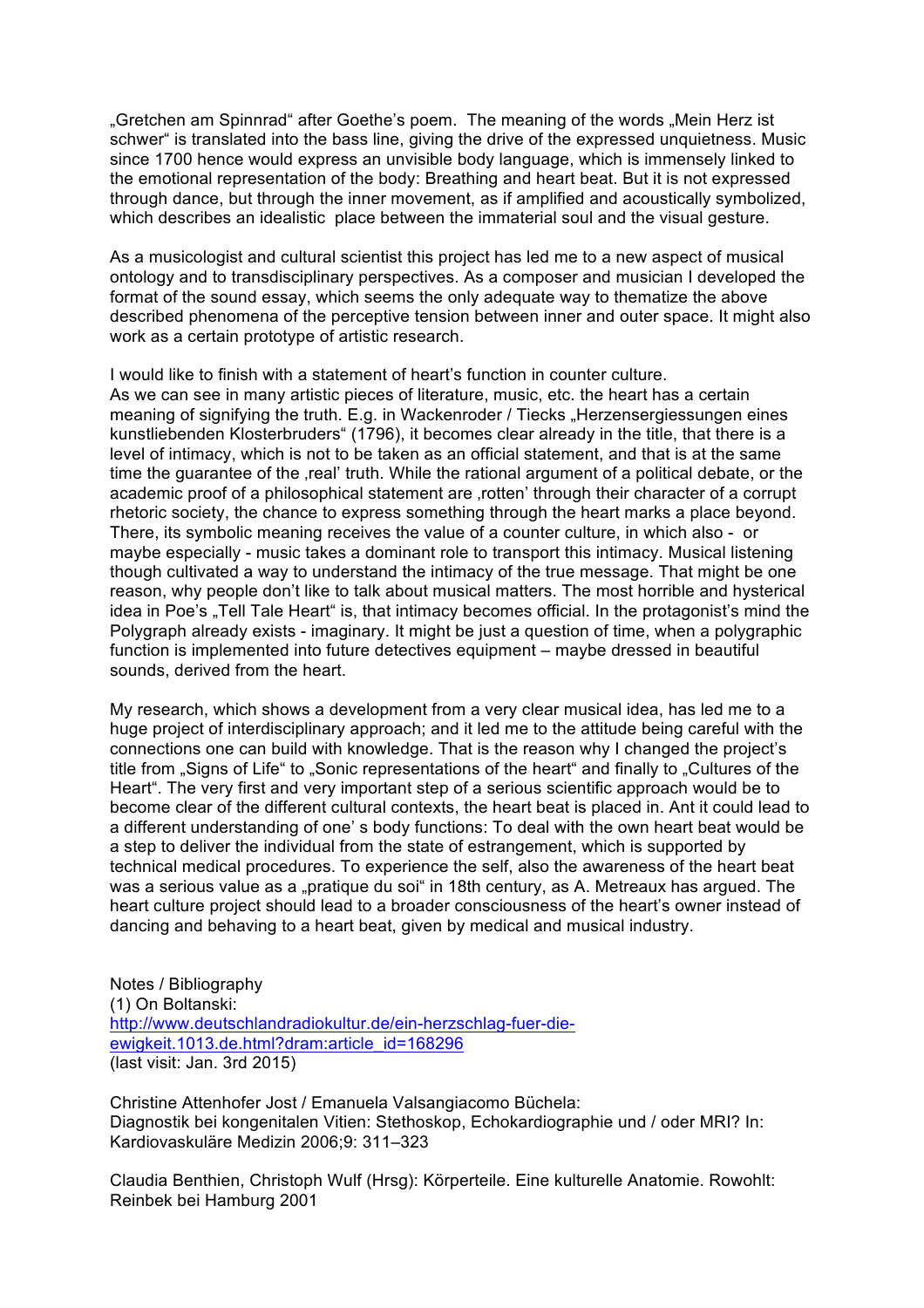„Gretchen am Spinnrad“ after Goethe's poem. The meaning of the words „Mein Herz ist schwer“ is translated into the bass line, giving the drive of the expressed unquietness. Music since 1700 hence would express an unvisible body language, which is immensely linked to the emotional representation of the body: Breathing and heart beat. But it is not expressed through dance, but through the inner movement, as if amplified and acoustically symbolized, which describes an idealistic place between the immaterial soul and the visual gesture.

As a musicologist and cultural scientist this project has led me to a new aspect of musical ontology and to transdisciplinary perspectives. As a composer and musician I developed the format of the sound essay, which seems the only adequate way to thematize the above described phenomena of the perceptive tension between inner and outer space. It might also work as a certain prototype of artistic research.

I would like to finish with a statement of heart's function in counter culture.
As we can see in many artistic pieces of literature, music, etc. the heart has a certain meaning of signifying the truth. E.g. in Wackenroder / Tiecks „Herzensergiessungen eines kunstliebenden Klosterbruders“ (1796), it becomes clear already in the title, that there is a level of intimacy, which is not to be taken as an official statement, and that is at the same time the guarantee of the ‚real' truth. While the rational argument of a political debate, or the academic proof of a philosophical statement are ‚rotten' through their character of a corrupt rhetoric society, the chance to express something through the heart marks a place beyond. There, its symbolic meaning receives the value of a counter culture, in which also - or maybe especially - music takes a dominant role to transport this intimacy. Musical listening though cultivated a way to understand the intimacy of the true message. That might be one reason, why people don't like to talk about musical matters. The most horrible and hysterical idea in Poe's „Tell Tale Heart“ is, that intimacy becomes official. In the protagonist's mind the Polygraph already exists - imaginary. It might be just a question of time, when a polygraphic function is implemented into future detectives equipment – maybe dressed in beautiful sounds, derived from the heart.

My research, which shows a development from a very clear musical idea, has led me to a huge project of interdisciplinary approach; and it led me to the attitude being careful with the connections one can build with knowledge. That is the reason why I changed the project's title from „Signs of Life“ to „Sonic representations of the heart“ and finally to „Cultures of the Heart“. The very first and very important step of a serious scientific approach would be to become clear of the different cultural contexts, the heart beat is placed in. Ant it could lead to a different understanding of one' s body functions: To deal with the own heart beat would be a step to deliver the individual from the state of estrangement, which is supported by technical medical procedures. To experience the self, also the awareness of the heart beat was a serious value as a „pratique du soi“ in 18th century, as A. Metreaux has argued. The heart culture project should lead to a broader consciousness of the heart's owner instead of dancing and behaving to a heart beat, given by medical and musical industry.

Notes / Bibliography
(1) On Boltanski:
http://www.deutschlandradiokultur.de/ein-herzschlag-fuer-die-ewigkeit.1013.de.html?dram:article_id=168296
(last visit: Jan. 3rd 2015)

Christine Attenhofer Jost / Emanuela Valsangiacomo Büchela:
Diagnostik bei kongenitalen Vitien: Stethoskop, Echokardiographie und / oder MRI? In: Kardiovaskuläre Medizin 2006;9: 311–323

Claudia Benthien, Christoph Wulf (Hrsg): Körperteile. Eine kulturelle Anatomie. Rowohlt: Reinbek bei Hamburg 2001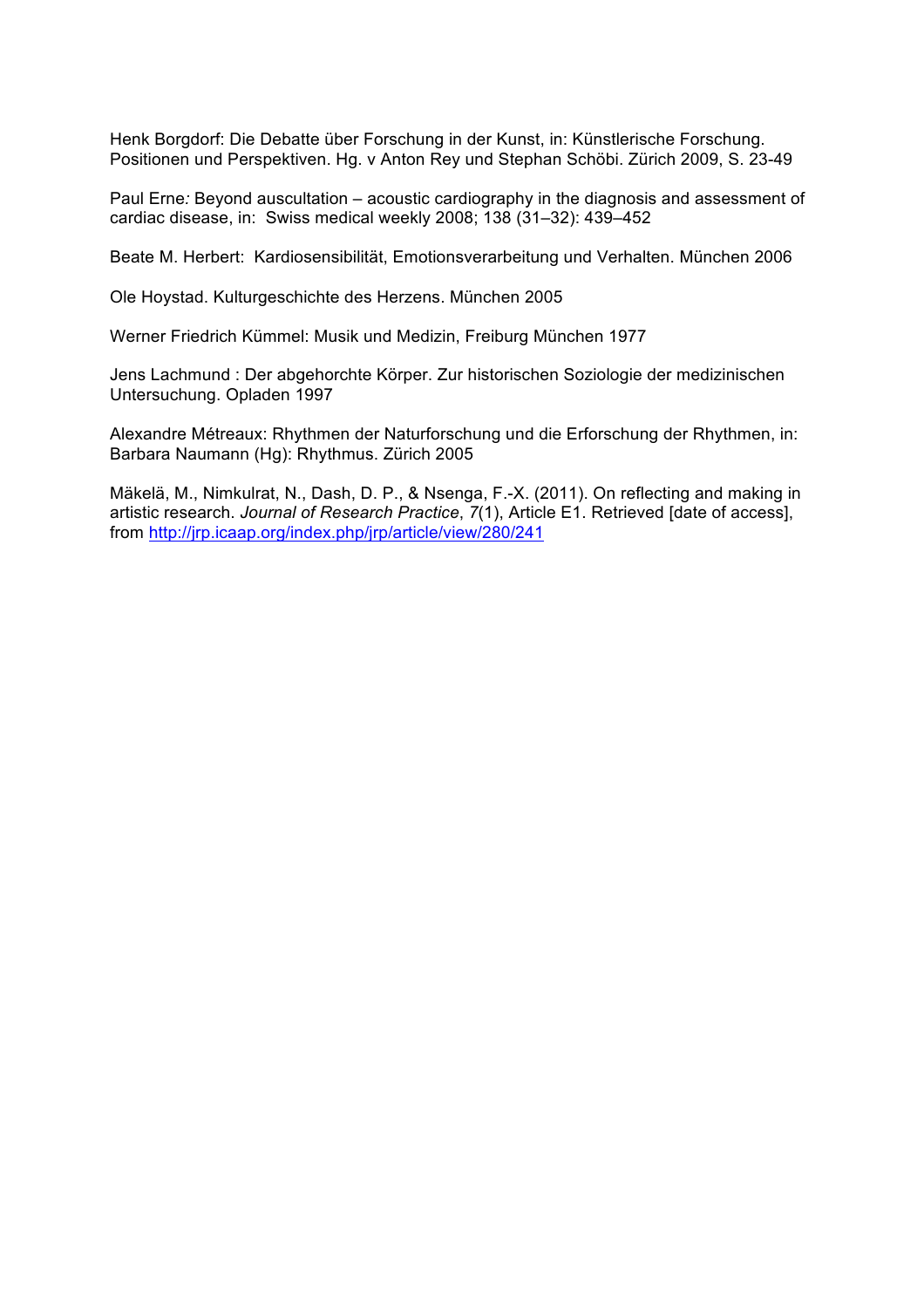Henk Borgdorf: Die Debatte über Forschung in der Kunst, in: Künstlerische Forschung. Positionen und Perspektiven. Hg. v Anton Rey und Stephan Schöbi. Zürich 2009, S. 23-49

Paul Erne*:* Beyond auscultation – acoustic cardiography in the diagnosis and assessment of cardiac disease, in: Swiss medical weekly 2008; 138 (31–32): 439–452

Beate M. Herbert: Kardiosensibilität, Emotionsverarbeitung und Verhalten. München 2006

Ole Hoystad. Kulturgeschichte des Herzens. München 2005

Werner Friedrich Kümmel: Musik und Medizin, Freiburg München 1977

Jens Lachmund : Der abgehorchte Körper. Zur historischen Soziologie der medizinischen Untersuchung. Opladen 1997

Alexandre Métreaux: Rhythmen der Naturforschung und die Erforschung der Rhythmen, in: Barbara Naumann (Hg): Rhythmus. Zürich 2005

Mäkelä, M., Nimkulrat, N., Dash, D. P., & Nsenga, F.-X. (2011). On reflecting and making in artistic research. *Journal of Research Practice*, *7*(1), Article E1. Retrieved [date of access], from http://jrp.icaap.org/index.php/jrp/article/view/280/241